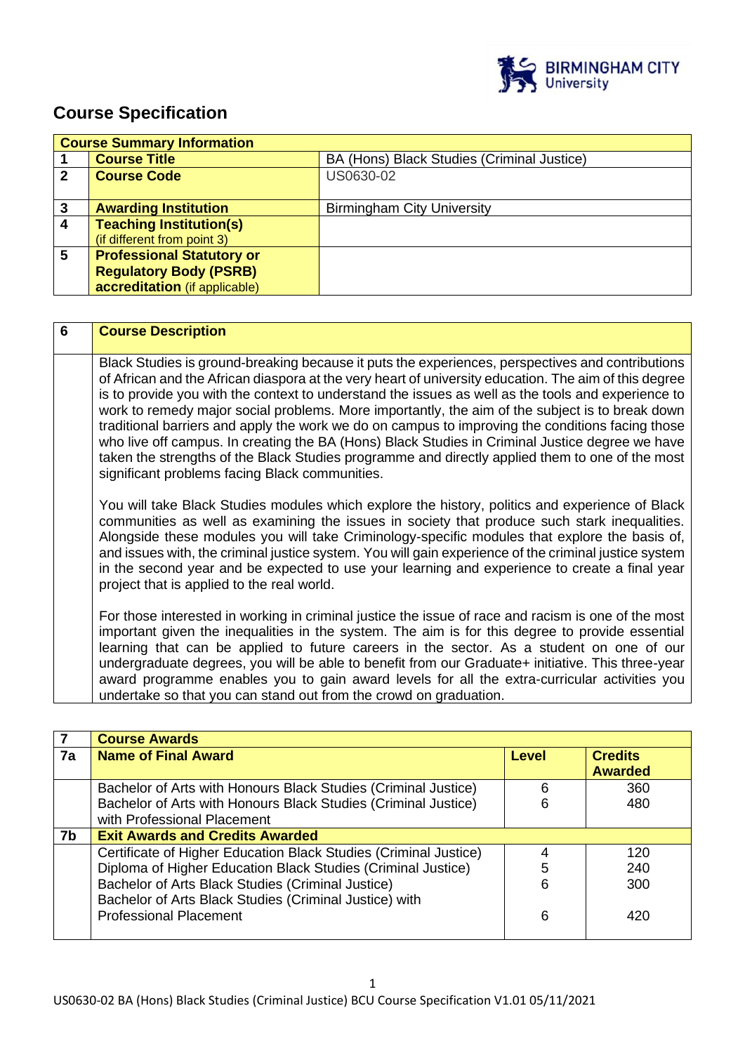# Course Specification

| Course Summary Information | | |
|---|---|---|
| 1 | **Course Title** | BA (Hons) Black Studies (Criminal Justice) |
| 2 | **Course Code** | US0630-02 |
| 3 | **Awarding Institution** | Birmingham City University |
| 4 | **Teaching Institution(s)** (if different from point 3) | |
| 5 | **Professional Statutory or Regulatory Body (PSRB) accreditation** (if applicable) | |

| 6 | Course Description |
|---|---|
| | Black Studies is ground-breaking because it puts the experiences, perspectives and contributions of African and the African diaspora at the very heart of university education. The aim of this degree is to provide you with the context to understand the issues as well as the tools and experience to work to remedy major social problems. More importantly, the aim of the subject is to break down traditional barriers and apply the work we do on campus to improving the conditions facing those who live off campus. In creating the BA (Hons) Black Studies in Criminal Justice degree we have taken the strengths of the Black Studies programme and directly applied them to one of the most significant problems facing Black communities.<br><br>You will take Black Studies modules which explore the history, politics and experience of Black communities as well as examining the issues in society that produce such stark inequalities. Alongside these modules you will take Criminology-specific modules that explore the basis of, and issues with, the criminal justice system. You will gain experience of the criminal justice system in the second year and be expected to use your learning and experience to create a final year project that is applied to the real world.<br><br>For those interested in working in criminal justice the issue of race and racism is one of the most important given the inequalities in the system. The aim is for this degree to provide essential learning that can be applied to future careers in the sector. As a student on one of our undergraduate degrees, you will be able to benefit from our Graduate+ initiative. This three-year award programme enables you to gain award levels for all the extra-curricular activities you undertake so that you can stand out from the crowd on graduation. |

| 7 | Course Awards | | |
|---|---|---|---|
| **7a** | **Name of Final Award** | **Level** | **Credits Awarded** |
| | Bachelor of Arts with Honours Black Studies (Criminal Justice) | 6 | 360 |
| | Bachelor of Arts with Honours Black Studies (Criminal Justice) with Professional Placement | 6 | 480 |
| **7b** | **Exit Awards and Credits Awarded** | | |
| | Certificate of Higher Education Black Studies (Criminal Justice) | 4 | 120 |
| | Diploma of Higher Education Black Studies (Criminal Justice) | 5 | 240 |
| | Bachelor of Arts Black Studies (Criminal Justice) | 6 | 300 |
| | Bachelor of Arts Black Studies (Criminal Justice) with Professional Placement | 6 | 420 |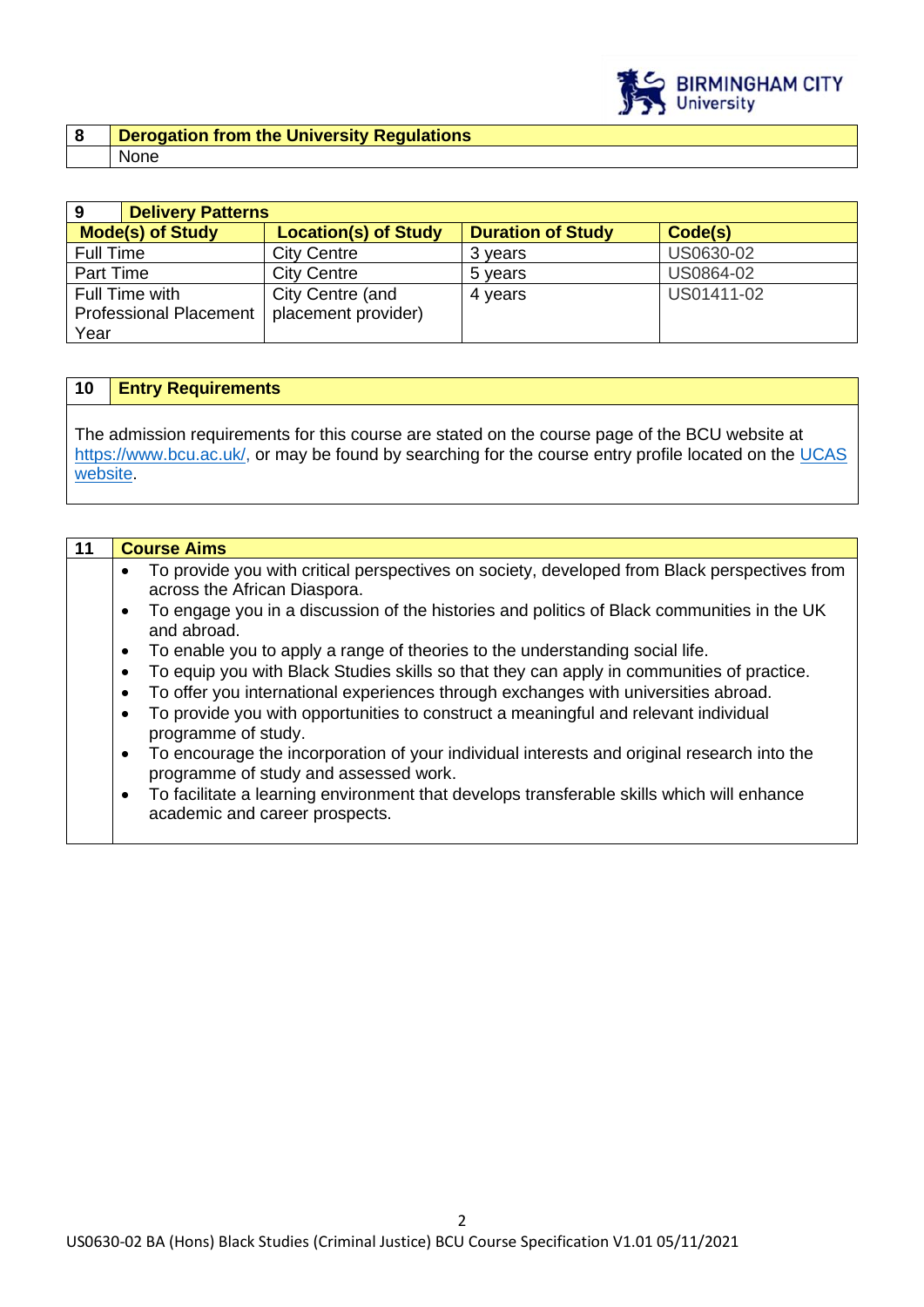| 8 | Derogation from the University Regulations |
|---|---|
| | None |

| 9 Delivery Patterns | | | |
|---|---|---|---|
| **Mode(s) of Study** | **Location(s) of Study** | **Duration of Study** | **Code(s)** |
| Full Time | City Centre | 3 years | US0630-02 |
| Part Time | City Centre | 5 years | US0864-02 |
| Full Time with Professional Placement Year | City Centre (and placement provider) | 4 years | US01411-02 |

| 10 | Entry Requirements |
|---|---|

The admission requirements for this course are stated on the course page of the BCU website at https://www.bcu.ac.uk/, or may be found by searching for the course entry profile located on the UCAS website.

| 11 | Course Aims |
|---|---|

- To provide you with critical perspectives on society, developed from Black perspectives from across the African Diaspora.
- To engage you in a discussion of the histories and politics of Black communities in the UK and abroad.
- To enable you to apply a range of theories to the understanding social life.
- To equip you with Black Studies skills so that they can apply in communities of practice.
- To offer you international experiences through exchanges with universities abroad.
- To provide you with opportunities to construct a meaningful and relevant individual programme of study.
- To encourage the incorporation of your individual interests and original research into the programme of study and assessed work.
- To facilitate a learning environment that develops transferable skills which will enhance academic and career prospects.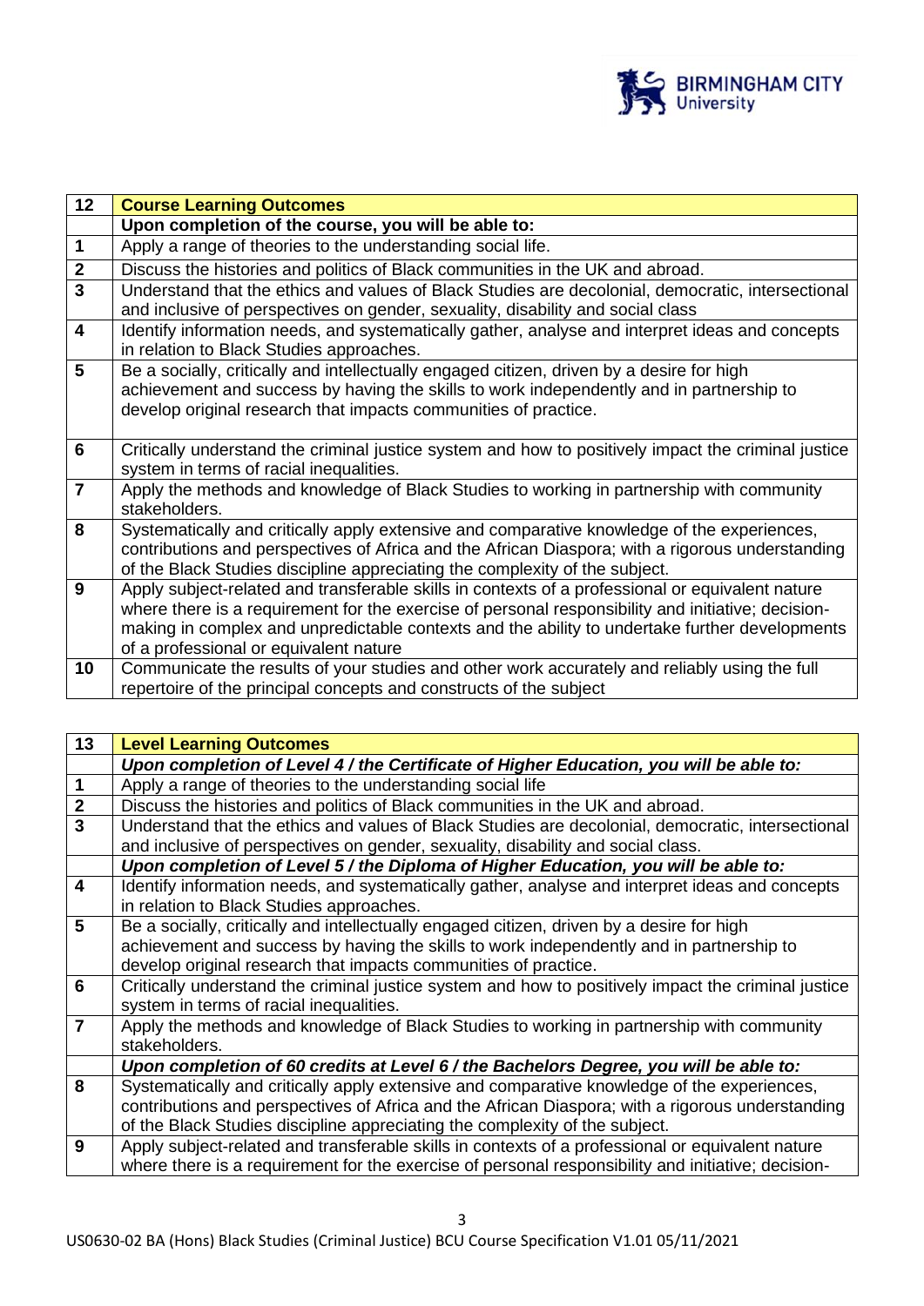| 12 | Course Learning Outcomes |
|---|---|
| | **Upon completion of the course, you will be able to:** |
| 1 | Apply a range of theories to the understanding social life. |
| 2 | Discuss the histories and politics of Black communities in the UK and abroad. |
| 3 | Understand that the ethics and values of Black Studies are decolonial, democratic, intersectional and inclusive of perspectives on gender, sexuality, disability and social class |
| 4 | Identify information needs, and systematically gather, analyse and interpret ideas and concepts in relation to Black Studies approaches. |
| 5 | Be a socially, critically and intellectually engaged citizen, driven by a desire for high achievement and success by having the skills to work independently and in partnership to develop original research that impacts communities of practice. |
| 6 | Critically understand the criminal justice system and how to positively impact the criminal justice system in terms of racial inequalities. |
| 7 | Apply the methods and knowledge of Black Studies to working in partnership with community stakeholders. |
| 8 | Systematically and critically apply extensive and comparative knowledge of the experiences, contributions and perspectives of Africa and the African Diaspora; with a rigorous understanding of the Black Studies discipline appreciating the complexity of the subject. |
| 9 | Apply subject-related and transferable skills in contexts of a professional or equivalent nature where there is a requirement for the exercise of personal responsibility and initiative; decision-making in complex and unpredictable contexts and the ability to undertake further developments of a professional or equivalent nature |
| 10 | Communicate the results of your studies and other work accurately and reliably using the full repertoire of the principal concepts and constructs of the subject |

| 13 | Level Learning Outcomes |
|---|---|
| | ***Upon completion of Level 4 / the Certificate of Higher Education, you will be able to:*** |
| 1 | Apply a range of theories to the understanding social life |
| 2 | Discuss the histories and politics of Black communities in the UK and abroad. |
| 3 | Understand that the ethics and values of Black Studies are decolonial, democratic, intersectional and inclusive of perspectives on gender, sexuality, disability and social class. |
| | ***Upon completion of Level 5 / the Diploma of Higher Education, you will be able to:*** |
| 4 | Identify information needs, and systematically gather, analyse and interpret ideas and concepts in relation to Black Studies approaches. |
| 5 | Be a socially, critically and intellectually engaged citizen, driven by a desire for high achievement and success by having the skills to work independently and in partnership to develop original research that impacts communities of practice. |
| 6 | Critically understand the criminal justice system and how to positively impact the criminal justice system in terms of racial inequalities. |
| 7 | Apply the methods and knowledge of Black Studies to working in partnership with community stakeholders. |
| | ***Upon completion of 60 credits at Level 6 / the Bachelors Degree, you will be able to:*** |
| 8 | Systematically and critically apply extensive and comparative knowledge of the experiences, contributions and perspectives of Africa and the African Diaspora; with a rigorous understanding of the Black Studies discipline appreciating the complexity of the subject. |
| 9 | Apply subject-related and transferable skills in contexts of a professional or equivalent nature where there is a requirement for the exercise of personal responsibility and initiative; decision- |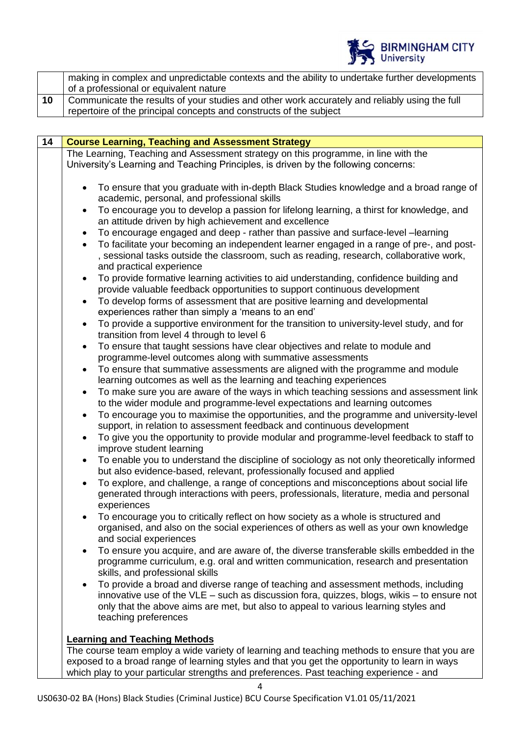| | |
|---|---|
| | making in complex and unpredictable contexts and the ability to undertake further developments of a professional or equivalent nature |
| 10 | Communicate the results of your studies and other work accurately and reliably using the full repertoire of the principal concepts and constructs of the subject |

## 14 Course Learning, Teaching and Assessment Strategy

The Learning, Teaching and Assessment strategy on this programme, in line with the University's Learning and Teaching Principles, is driven by the following concerns:

- To ensure that you graduate with in-depth Black Studies knowledge and a broad range of academic, personal, and professional skills
- To encourage you to develop a passion for lifelong learning, a thirst for knowledge, and an attitude driven by high achievement and excellence
- To encourage engaged and deep - rather than passive and surface-level –learning
- To facilitate your becoming an independent learner engaged in a range of pre-, and post-, sessional tasks outside the classroom, such as reading, research, collaborative work, and practical experience
- To provide formative learning activities to aid understanding, confidence building and provide valuable feedback opportunities to support continuous development
- To develop forms of assessment that are positive learning and developmental experiences rather than simply a 'means to an end'
- To provide a supportive environment for the transition to university-level study, and for transition from level 4 through to level 6
- To ensure that taught sessions have clear objectives and relate to module and programme-level outcomes along with summative assessments
- To ensure that summative assessments are aligned with the programme and module learning outcomes as well as the learning and teaching experiences
- To make sure you are aware of the ways in which teaching sessions and assessment link to the wider module and programme-level expectations and learning outcomes
- To encourage you to maximise the opportunities, and the programme and university-level support, in relation to assessment feedback and continuous development
- To give you the opportunity to provide modular and programme-level feedback to staff to improve student learning
- To enable you to understand the discipline of sociology as not only theoretically informed but also evidence-based, relevant, professionally focused and applied
- To explore, and challenge, a range of conceptions and misconceptions about social life generated through interactions with peers, professionals, literature, media and personal experiences
- To encourage you to critically reflect on how society as a whole is structured and organised, and also on the social experiences of others as well as your own knowledge and social experiences
- To ensure you acquire, and are aware of, the diverse transferable skills embedded in the programme curriculum, e.g. oral and written communication, research and presentation skills, and professional skills
- To provide a broad and diverse range of teaching and assessment methods, including innovative use of the VLE – such as discussion fora, quizzes, blogs, wikis – to ensure not only that the above aims are met, but also to appeal to various learning styles and teaching preferences

**Learning and Teaching Methods**

The course team employ a wide variety of learning and teaching methods to ensure that you are exposed to a broad range of learning styles and that you get the opportunity to learn in ways which play to your particular strengths and preferences. Past teaching experience - and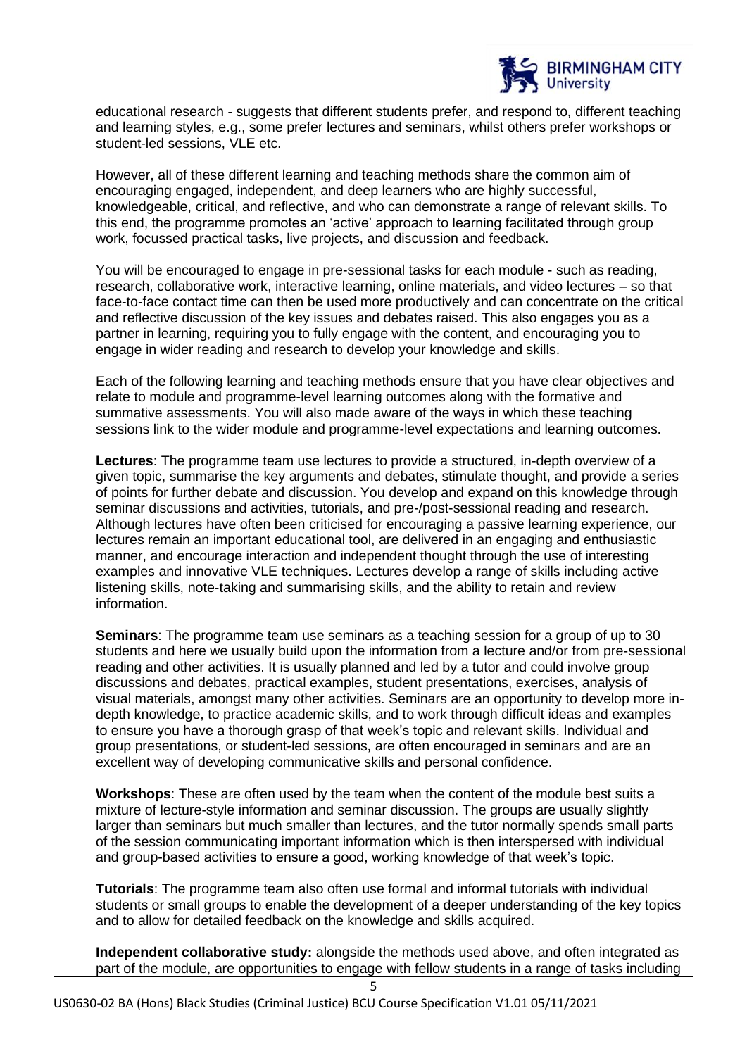educational research - suggests that different students prefer, and respond to, different teaching and learning styles, e.g., some prefer lectures and seminars, whilst others prefer workshops or student-led sessions, VLE etc.

However, all of these different learning and teaching methods share the common aim of encouraging engaged, independent, and deep learners who are highly successful, knowledgeable, critical, and reflective, and who can demonstrate a range of relevant skills. To this end, the programme promotes an 'active' approach to learning facilitated through group work, focussed practical tasks, live projects, and discussion and feedback.

You will be encouraged to engage in pre-sessional tasks for each module - such as reading, research, collaborative work, interactive learning, online materials, and video lectures – so that face-to-face contact time can then be used more productively and can concentrate on the critical and reflective discussion of the key issues and debates raised. This also engages you as a partner in learning, requiring you to fully engage with the content, and encouraging you to engage in wider reading and research to develop your knowledge and skills.

Each of the following learning and teaching methods ensure that you have clear objectives and relate to module and programme-level learning outcomes along with the formative and summative assessments. You will also made aware of the ways in which these teaching sessions link to the wider module and programme-level expectations and learning outcomes.

**Lectures**: The programme team use lectures to provide a structured, in-depth overview of a given topic, summarise the key arguments and debates, stimulate thought, and provide a series of points for further debate and discussion. You develop and expand on this knowledge through seminar discussions and activities, tutorials, and pre-/post-sessional reading and research. Although lectures have often been criticised for encouraging a passive learning experience, our lectures remain an important educational tool, are delivered in an engaging and enthusiastic manner, and encourage interaction and independent thought through the use of interesting examples and innovative VLE techniques. Lectures develop a range of skills including active listening skills, note-taking and summarising skills, and the ability to retain and review information.

**Seminars**: The programme team use seminars as a teaching session for a group of up to 30 students and here we usually build upon the information from a lecture and/or from pre-sessional reading and other activities. It is usually planned and led by a tutor and could involve group discussions and debates, practical examples, student presentations, exercises, analysis of visual materials, amongst many other activities. Seminars are an opportunity to develop more in-depth knowledge, to practice academic skills, and to work through difficult ideas and examples to ensure you have a thorough grasp of that week's topic and relevant skills. Individual and group presentations, or student-led sessions, are often encouraged in seminars and are an excellent way of developing communicative skills and personal confidence.

**Workshops**: These are often used by the team when the content of the module best suits a mixture of lecture-style information and seminar discussion. The groups are usually slightly larger than seminars but much smaller than lectures, and the tutor normally spends small parts of the session communicating important information which is then interspersed with individual and group-based activities to ensure a good, working knowledge of that week's topic.

**Tutorials**: The programme team also often use formal and informal tutorials with individual students or small groups to enable the development of a deeper understanding of the key topics and to allow for detailed feedback on the knowledge and skills acquired.

**Independent collaborative study:** alongside the methods used above, and often integrated as part of the module, are opportunities to engage with fellow students in a range of tasks including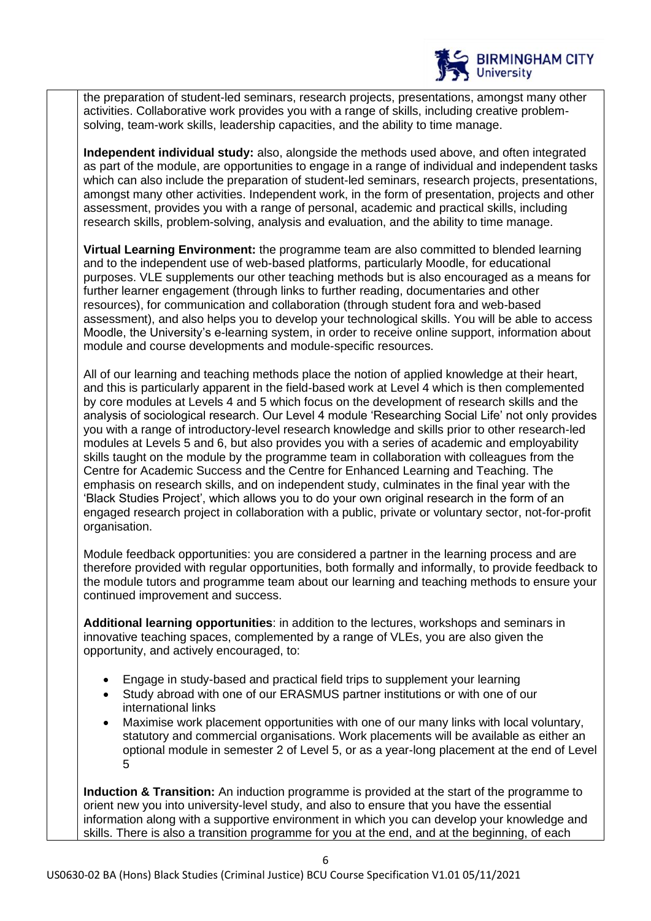the preparation of student-led seminars, research projects, presentations, amongst many other activities. Collaborative work provides you with a range of skills, including creative problem-solving, team-work skills, leadership capacities, and the ability to time manage.

**Independent individual study:** also, alongside the methods used above, and often integrated as part of the module, are opportunities to engage in a range of individual and independent tasks which can also include the preparation of student-led seminars, research projects, presentations, amongst many other activities. Independent work, in the form of presentation, projects and other assessment, provides you with a range of personal, academic and practical skills, including research skills, problem-solving, analysis and evaluation, and the ability to time manage.

**Virtual Learning Environment:** the programme team are also committed to blended learning and to the independent use of web-based platforms, particularly Moodle, for educational purposes. VLE supplements our other teaching methods but is also encouraged as a means for further learner engagement (through links to further reading, documentaries and other resources), for communication and collaboration (through student fora and web-based assessment), and also helps you to develop your technological skills. You will be able to access Moodle, the University's e-learning system, in order to receive online support, information about module and course developments and module-specific resources.

All of our learning and teaching methods place the notion of applied knowledge at their heart, and this is particularly apparent in the field-based work at Level 4 which is then complemented by core modules at Levels 4 and 5 which focus on the development of research skills and the analysis of sociological research. Our Level 4 module 'Researching Social Life' not only provides you with a range of introductory-level research knowledge and skills prior to other research-led modules at Levels 5 and 6, but also provides you with a series of academic and employability skills taught on the module by the programme team in collaboration with colleagues from the Centre for Academic Success and the Centre for Enhanced Learning and Teaching. The emphasis on research skills, and on independent study, culminates in the final year with the 'Black Studies Project', which allows you to do your own original research in the form of an engaged research project in collaboration with a public, private or voluntary sector, not-for-profit organisation.

Module feedback opportunities: you are considered a partner in the learning process and are therefore provided with regular opportunities, both formally and informally, to provide feedback to the module tutors and programme team about our learning and teaching methods to ensure your continued improvement and success.

**Additional learning opportunities**: in addition to the lectures, workshops and seminars in innovative teaching spaces, complemented by a range of VLEs, you are also given the opportunity, and actively encouraged, to:

- Engage in study-based and practical field trips to supplement your learning
- Study abroad with one of our ERASMUS partner institutions or with one of our international links
- Maximise work placement opportunities with one of our many links with local voluntary, statutory and commercial organisations. Work placements will be available as either an optional module in semester 2 of Level 5, or as a year-long placement at the end of Level 5

**Induction & Transition:** An induction programme is provided at the start of the programme to orient new you into university-level study, and also to ensure that you have the essential information along with a supportive environment in which you can develop your knowledge and skills. There is also a transition programme for you at the end, and at the beginning, of each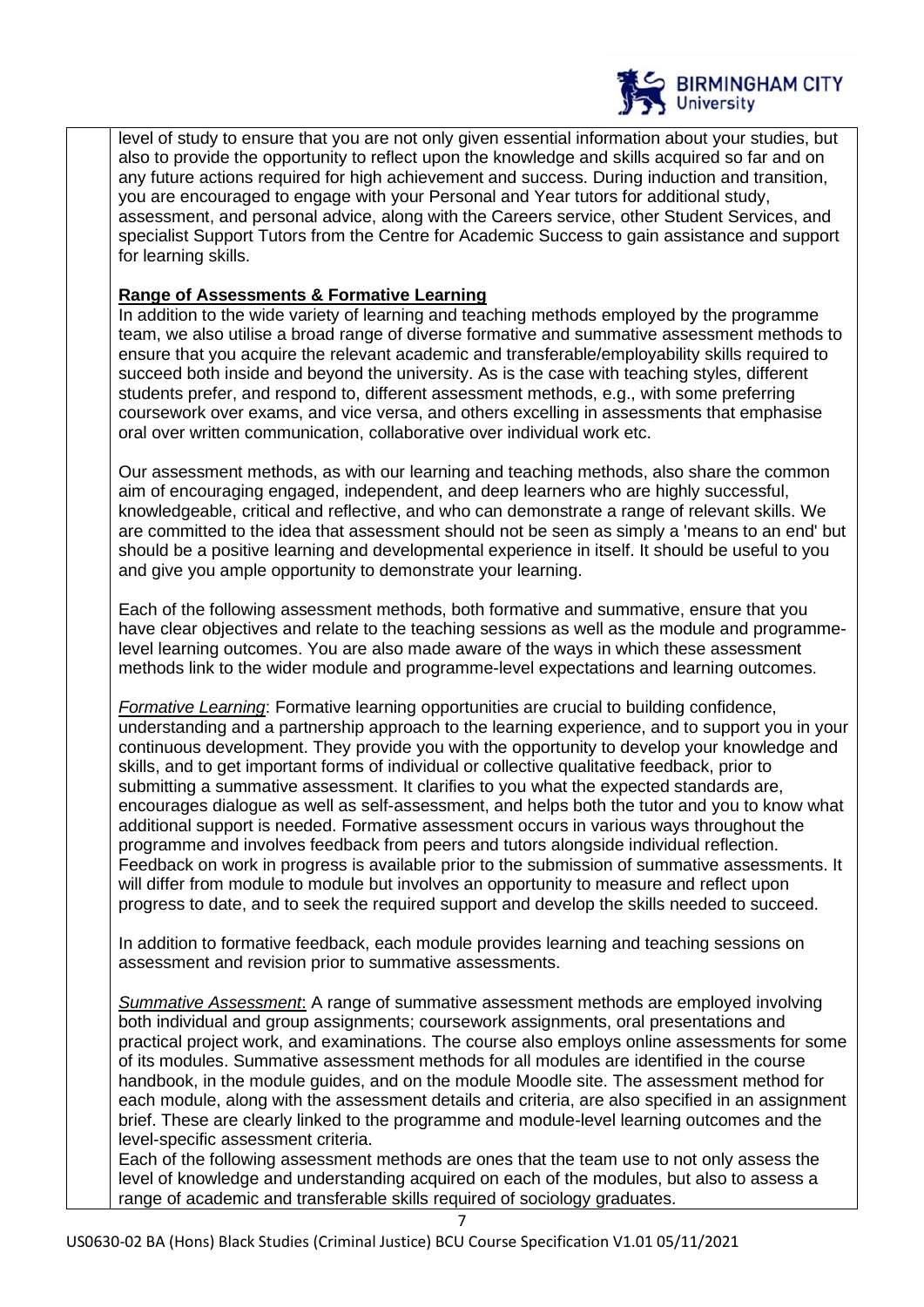level of study to ensure that you are not only given essential information about your studies, but also to provide the opportunity to reflect upon the knowledge and skills acquired so far and on any future actions required for high achievement and success. During induction and transition, you are encouraged to engage with your Personal and Year tutors for additional study, assessment, and personal advice, along with the Careers service, other Student Services, and specialist Support Tutors from the Centre for Academic Success to gain assistance and support for learning skills.

**Range of Assessments & Formative Learning**

In addition to the wide variety of learning and teaching methods employed by the programme team, we also utilise a broad range of diverse formative and summative assessment methods to ensure that you acquire the relevant academic and transferable/employability skills required to succeed both inside and beyond the university. As is the case with teaching styles, different students prefer, and respond to, different assessment methods, e.g., with some preferring coursework over exams, and vice versa, and others excelling in assessments that emphasise oral over written communication, collaborative over individual work etc.

Our assessment methods, as with our learning and teaching methods, also share the common aim of encouraging engaged, independent, and deep learners who are highly successful, knowledgeable, critical and reflective, and who can demonstrate a range of relevant skills. We are committed to the idea that assessment should not be seen as simply a 'means to an end' but should be a positive learning and developmental experience in itself. It should be useful to you and give you ample opportunity to demonstrate your learning.

Each of the following assessment methods, both formative and summative, ensure that you have clear objectives and relate to the teaching sessions as well as the module and programme-level learning outcomes. You are also made aware of the ways in which these assessment methods link to the wider module and programme-level expectations and learning outcomes.

*Formative Learning*: Formative learning opportunities are crucial to building confidence, understanding and a partnership approach to the learning experience, and to support you in your continuous development. They provide you with the opportunity to develop your knowledge and skills, and to get important forms of individual or collective qualitative feedback, prior to submitting a summative assessment. It clarifies to you what the expected standards are, encourages dialogue as well as self-assessment, and helps both the tutor and you to know what additional support is needed. Formative assessment occurs in various ways throughout the programme and involves feedback from peers and tutors alongside individual reflection. Feedback on work in progress is available prior to the submission of summative assessments. It will differ from module to module but involves an opportunity to measure and reflect upon progress to date, and to seek the required support and develop the skills needed to succeed.

In addition to formative feedback, each module provides learning and teaching sessions on assessment and revision prior to summative assessments.

*Summative Assessment*: A range of summative assessment methods are employed involving both individual and group assignments; coursework assignments, oral presentations and practical project work, and examinations. The course also employs online assessments for some of its modules. Summative assessment methods for all modules are identified in the course handbook, in the module guides, and on the module Moodle site. The assessment method for each module, along with the assessment details and criteria, are also specified in an assignment brief. These are clearly linked to the programme and module-level learning outcomes and the level-specific assessment criteria.

Each of the following assessment methods are ones that the team use to not only assess the level of knowledge and understanding acquired on each of the modules, but also to assess a range of academic and transferable skills required of sociology graduates.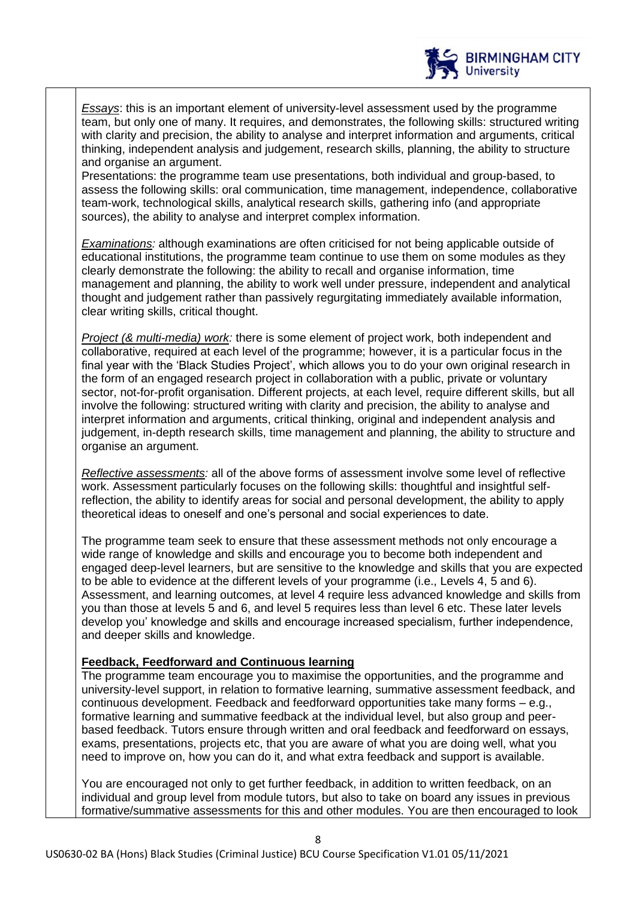*Essays*: this is an important element of university-level assessment used by the programme team, but only one of many. It requires, and demonstrates, the following skills: structured writing with clarity and precision, the ability to analyse and interpret information and arguments, critical thinking, independent analysis and judgement, research skills, planning, the ability to structure and organise an argument.
Presentations: the programme team use presentations, both individual and group-based, to assess the following skills: oral communication, time management, independence, collaborative team-work, technological skills, analytical research skills, gathering info (and appropriate sources), the ability to analyse and interpret complex information.

*Examinations:* although examinations are often criticised for not being applicable outside of educational institutions, the programme team continue to use them on some modules as they clearly demonstrate the following: the ability to recall and organise information, time management and planning, the ability to work well under pressure, independent and analytical thought and judgement rather than passively regurgitating immediately available information, clear writing skills, critical thought.

*Project (& multi-media) work:* there is some element of project work, both independent and collaborative, required at each level of the programme; however, it is a particular focus in the final year with the 'Black Studies Project', which allows you to do your own original research in the form of an engaged research project in collaboration with a public, private or voluntary sector, not-for-profit organisation. Different projects, at each level, require different skills, but all involve the following: structured writing with clarity and precision, the ability to analyse and interpret information and arguments, critical thinking, original and independent analysis and judgement, in-depth research skills, time management and planning, the ability to structure and organise an argument.

*Reflective assessments:* all of the above forms of assessment involve some level of reflective work. Assessment particularly focuses on the following skills: thoughtful and insightful self-reflection, the ability to identify areas for social and personal development, the ability to apply theoretical ideas to oneself and one's personal and social experiences to date.

The programme team seek to ensure that these assessment methods not only encourage a wide range of knowledge and skills and encourage you to become both independent and engaged deep-level learners, but are sensitive to the knowledge and skills that you are expected to be able to evidence at the different levels of your programme (i.e., Levels 4, 5 and 6). Assessment, and learning outcomes, at level 4 require less advanced knowledge and skills from you than those at levels 5 and 6, and level 5 requires less than level 6 etc. These later levels develop you' knowledge and skills and encourage increased specialism, further independence, and deeper skills and knowledge.

**Feedback, Feedforward and Continuous learning**

The programme team encourage you to maximise the opportunities, and the programme and university-level support, in relation to formative learning, summative assessment feedback, and continuous development. Feedback and feedforward opportunities take many forms – e.g., formative learning and summative feedback at the individual level, but also group and peer-based feedback. Tutors ensure through written and oral feedback and feedforward on essays, exams, presentations, projects etc, that you are aware of what you are doing well, what you need to improve on, how you can do it, and what extra feedback and support is available.

You are encouraged not only to get further feedback, in addition to written feedback, on an individual and group level from module tutors, but also to take on board any issues in previous formative/summative assessments for this and other modules. You are then encouraged to look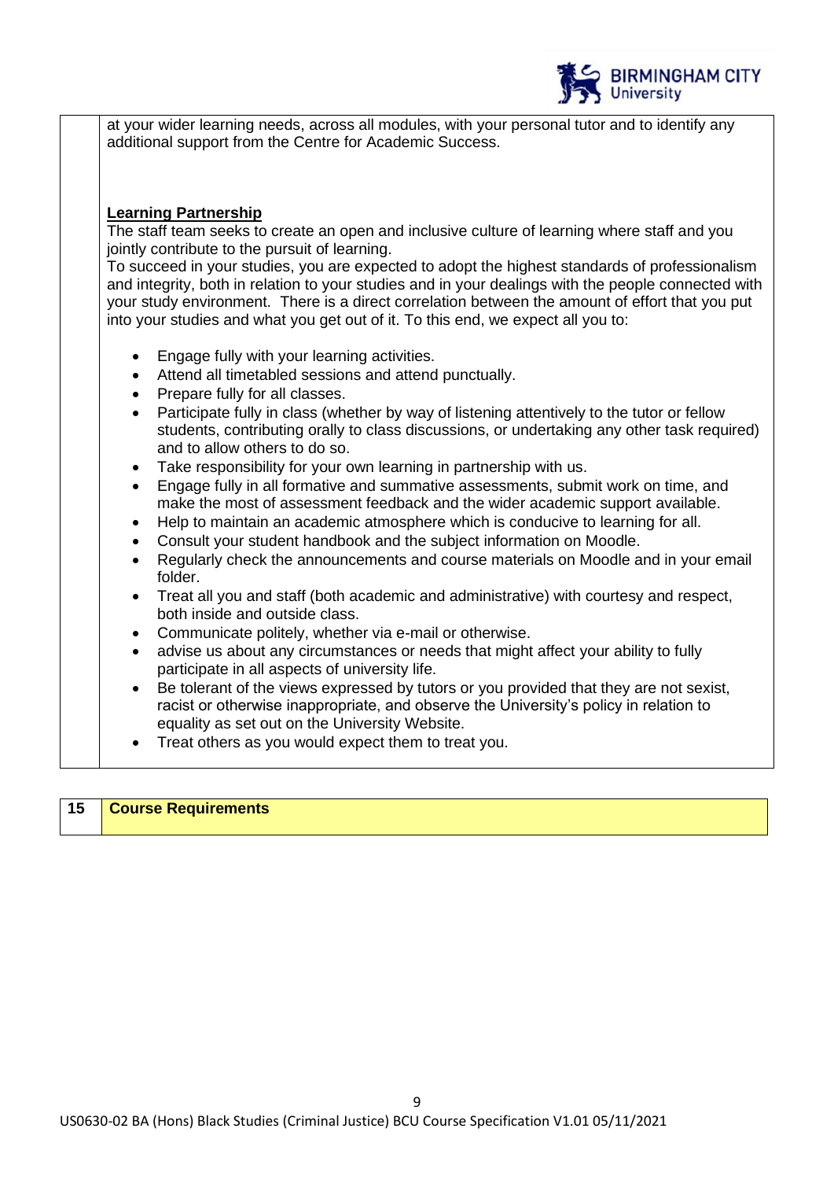at your wider learning needs, across all modules, with your personal tutor and to identify any additional support from the Centre for Academic Success.

**Learning Partnership**

The staff team seeks to create an open and inclusive culture of learning where staff and you jointly contribute to the pursuit of learning.

To succeed in your studies, you are expected to adopt the highest standards of professionalism and integrity, both in relation to your studies and in your dealings with the people connected with your study environment. There is a direct correlation between the amount of effort that you put into your studies and what you get out of it. To this end, we expect all you to:

- Engage fully with your learning activities.
- Attend all timetabled sessions and attend punctually.
- Prepare fully for all classes.
- Participate fully in class (whether by way of listening attentively to the tutor or fellow students, contributing orally to class discussions, or undertaking any other task required) and to allow others to do so.
- Take responsibility for your own learning in partnership with us.
- Engage fully in all formative and summative assessments, submit work on time, and make the most of assessment feedback and the wider academic support available.
- Help to maintain an academic atmosphere which is conducive to learning for all.
- Consult your student handbook and the subject information on Moodle.
- Regularly check the announcements and course materials on Moodle and in your email folder.
- Treat all you and staff (both academic and administrative) with courtesy and respect, both inside and outside class.
- Communicate politely, whether via e-mail or otherwise.
- advise us about any circumstances or needs that might affect your ability to fully participate in all aspects of university life.
- Be tolerant of the views expressed by tutors or you provided that they are not sexist, racist or otherwise inappropriate, and observe the University's policy in relation to equality as set out on the University Website.
- Treat others as you would expect them to treat you.

| 15 | Course Requirements |
|---|---|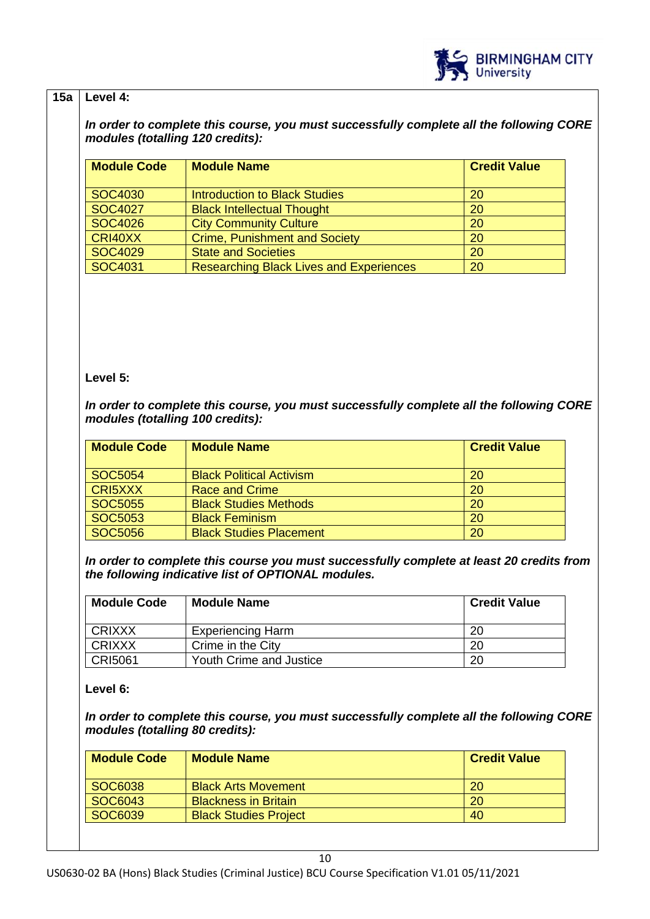**15a**

**Level 4:**

***In order to complete this course, you must successfully complete all the following CORE modules (totalling 120 credits):***

| Module Code | Module Name | Credit Value |
|---|---|---|
| SOC4030 | Introduction to Black Studies | 20 |
| SOC4027 | Black Intellectual Thought | 20 |
| SOC4026 | City Community Culture | 20 |
| CRI40XX | Crime, Punishment and Society | 20 |
| SOC4029 | State and Societies | 20 |
| SOC4031 | Researching Black Lives and Experiences | 20 |

**Level 5:**

***In order to complete this course, you must successfully complete all the following CORE modules (totalling 100 credits):***

| Module Code | Module Name | Credit Value |
|---|---|---|
| SOC5054 | Black Political Activism | 20 |
| CRI5XXX | Race and Crime | 20 |
| SOC5055 | Black Studies Methods | 20 |
| SOC5053 | Black Feminism | 20 |
| SOC5056 | Black Studies Placement | 20 |

***In order to complete this course you must successfully complete at least 20 credits from the following indicative list of OPTIONAL modules.***

| Module Code | Module Name | Credit Value |
|---|---|---|
| CRIXXX | Experiencing Harm | 20 |
| CRIXXX | Crime in the City | 20 |
| CRI5061 | Youth Crime and Justice | 20 |

**Level 6:**

***In order to complete this course, you must successfully complete all the following CORE modules (totalling 80 credits):***

| Module Code | Module Name | Credit Value |
|---|---|---|
| SOC6038 | Black Arts Movement | 20 |
| SOC6043 | Blackness in Britain | 20 |
| SOC6039 | Black Studies Project | 40 |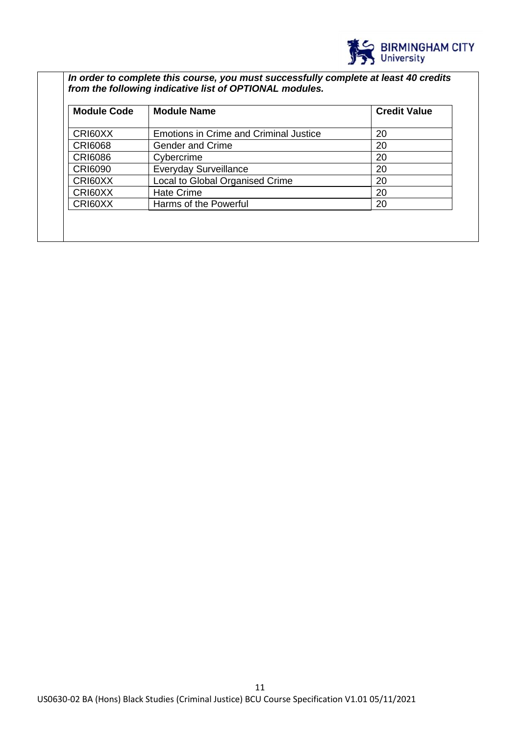***In order to complete this course, you must successfully complete at least 40 credits from the following indicative list of OPTIONAL modules.***

| Module Code | Module Name | Credit Value |
|---|---|---|
| CRI60XX | Emotions in Crime and Criminal Justice | 20 |
| CRI6068 | Gender and Crime | 20 |
| CRI6086 | Cybercrime | 20 |
| CRI6090 | Everyday Surveillance | 20 |
| CRI60XX | Local to Global Organised Crime | 20 |
| CRI60XX | Hate Crime | 20 |
| CRI60XX | Harms of the Powerful | 20 |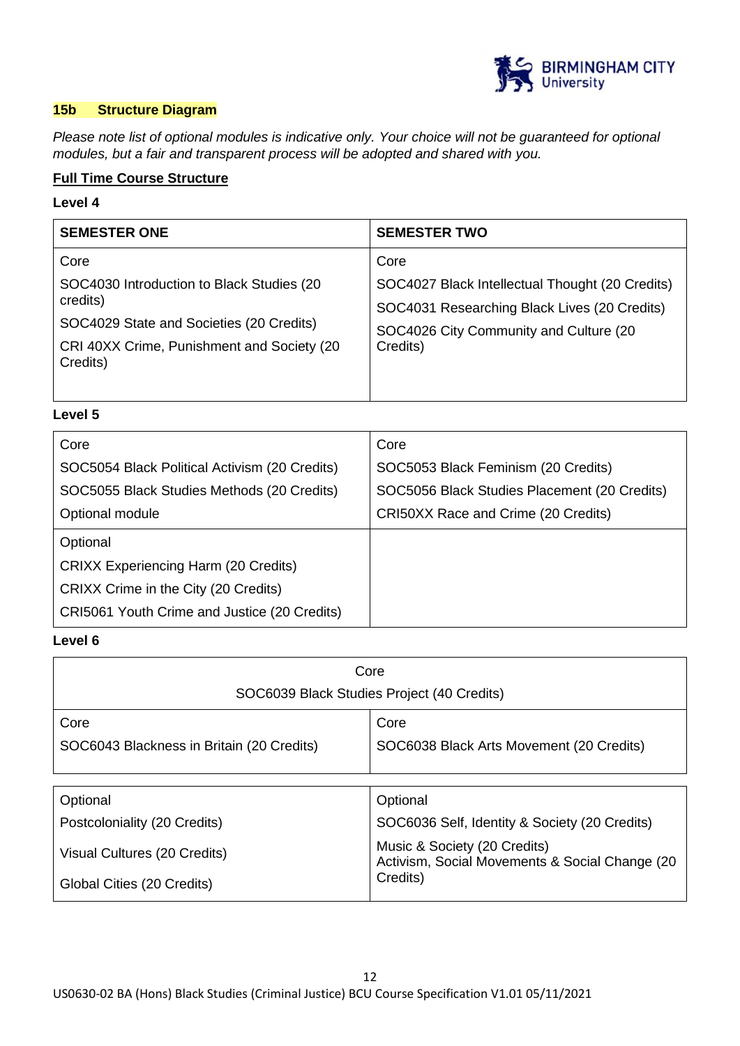## 15b Structure Diagram

*Please note list of optional modules is indicative only. Your choice will not be guaranteed for optional modules, but a fair and transparent process will be adopted and shared with you.*

**Full Time Course Structure**

**Level 4**

| SEMESTER ONE | SEMESTER TWO |
|---|---|
| Core<br>SOC4030 Introduction to Black Studies (20 credits)<br>SOC4029 State and Societies (20 Credits)<br>CRI 40XX Crime, Punishment and Society (20 Credits) | Core<br>SOC4027 Black Intellectual Thought (20 Credits)<br>SOC4031 Researching Black Lives (20 Credits)<br>SOC4026 City Community and Culture (20 Credits) |

**Level 5**

| | |
|---|---|
| Core<br>SOC5054 Black Political Activism (20 Credits)<br>SOC5055 Black Studies Methods (20 Credits)<br>Optional module | Core<br>SOC5053 Black Feminism (20 Credits)<br>SOC5056 Black Studies Placement (20 Credits)<br>CRI50XX Race and Crime (20 Credits) |
| Optional<br>CRIXX Experiencing Harm (20 Credits)<br>CRIXX Crime in the City (20 Credits)<br>CRI5061 Youth Crime and Justice (20 Credits) | |

**Level 6**

| Core<br>SOC6039 Black Studies Project (40 Credits) | |
|---|---|
| Core<br>SOC6043 Blackness in Britain (20 Credits) | Core<br>SOC6038 Black Arts Movement (20 Credits) |

| | |
|---|---|
| Optional<br>Postcoloniality (20 Credits)<br>Visual Cultures (20 Credits)<br>Global Cities (20 Credits) | Optional<br>SOC6036 Self, Identity & Society (20 Credits)<br>Music & Society (20 Credits)<br>Activism, Social Movements & Social Change (20 Credits) |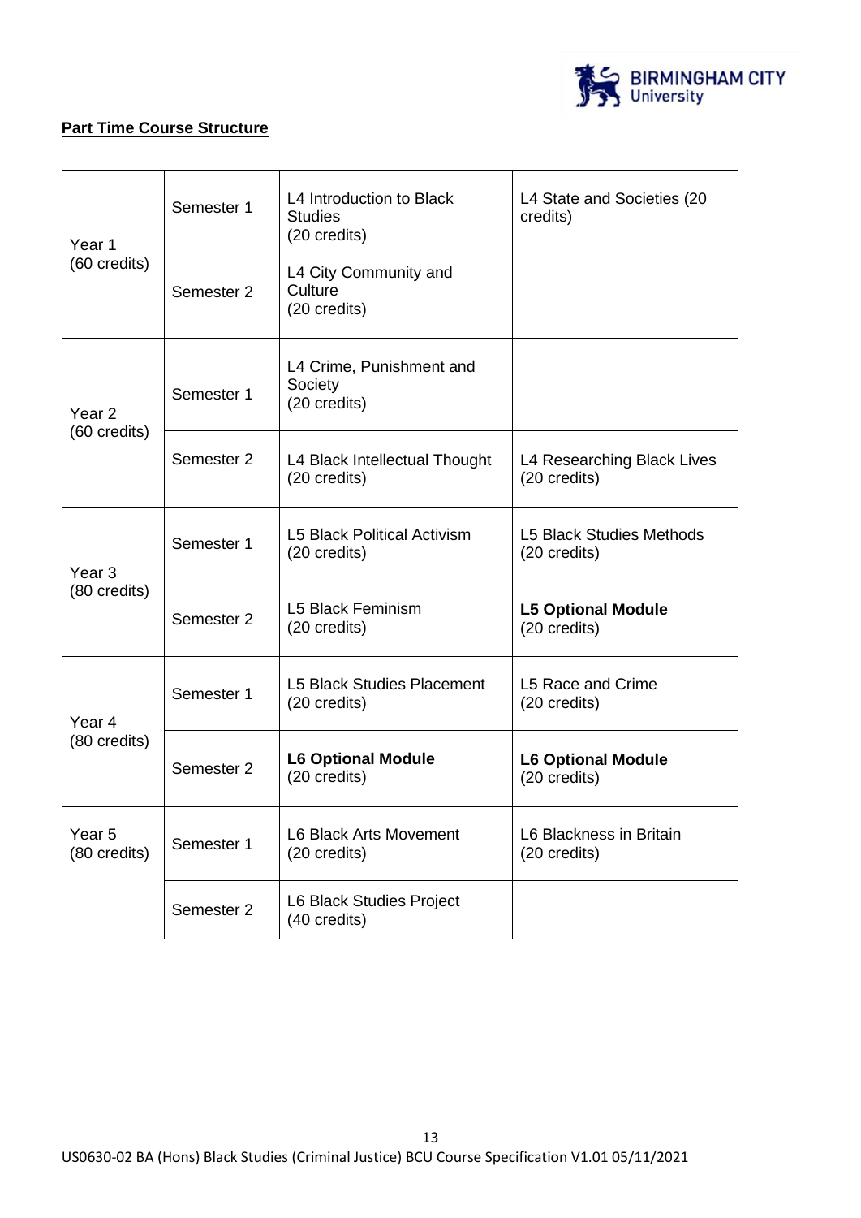**Part Time Course Structure**

| | | | |
|---|---|---|---|
| Year 1 (60 credits) | Semester 1 | L4 Introduction to Black Studies (20 credits) | L4 State and Societies (20 credits) |
| | Semester 2 | L4 City Community and Culture (20 credits) | |
| Year 2 (60 credits) | Semester 1 | L4 Crime, Punishment and Society (20 credits) | |
| | Semester 2 | L4 Black Intellectual Thought (20 credits) | L4 Researching Black Lives (20 credits) |
| Year 3 (80 credits) | Semester 1 | L5 Black Political Activism (20 credits) | L5 Black Studies Methods (20 credits) |
| | Semester 2 | L5 Black Feminism (20 credits) | **L5 Optional Module** (20 credits) |
| Year 4 (80 credits) | Semester 1 | L5 Black Studies Placement (20 credits) | L5 Race and Crime (20 credits) |
| | Semester 2 | **L6 Optional Module** (20 credits) | **L6 Optional Module** (20 credits) |
| Year 5 (80 credits) | Semester 1 | L6 Black Arts Movement (20 credits) | L6 Blackness in Britain (20 credits) |
| | Semester 2 | L6 Black Studies Project (40 credits) | |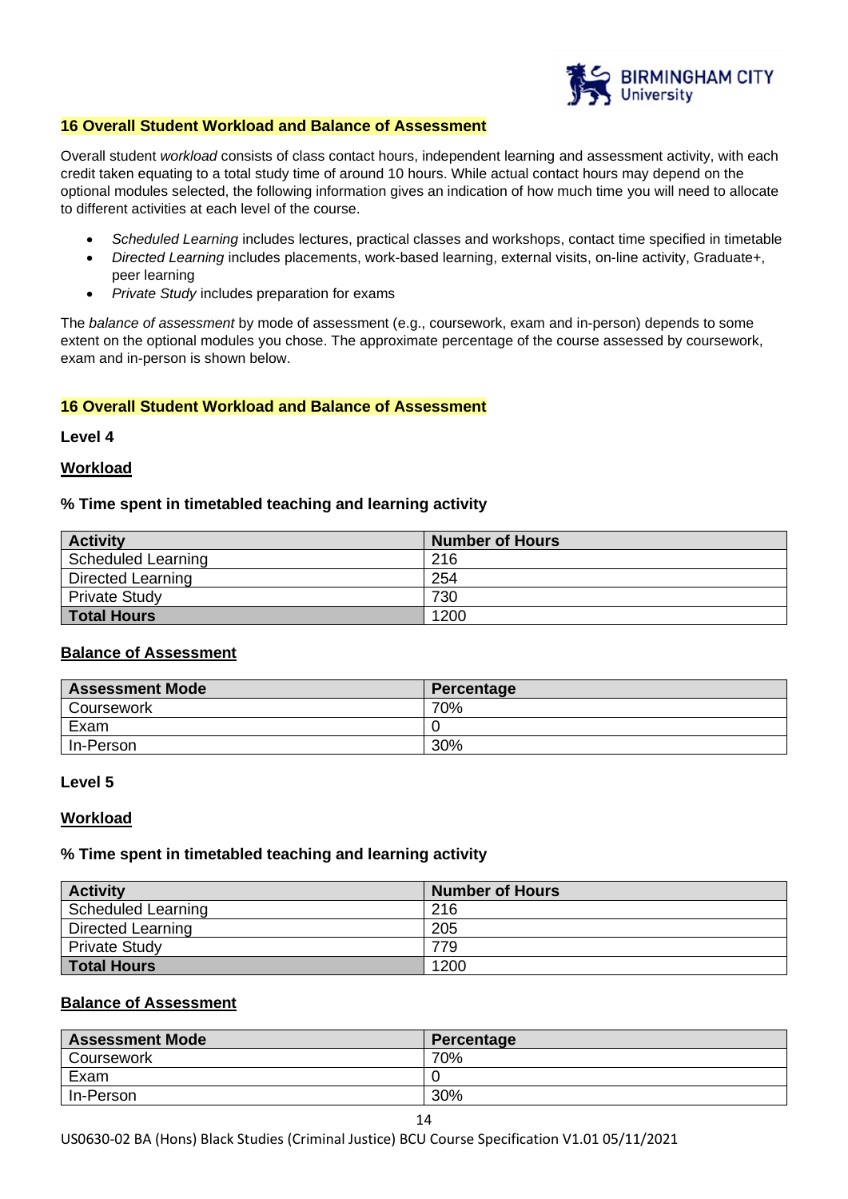## 16 Overall Student Workload and Balance of Assessment

Overall student *workload* consists of class contact hours, independent learning and assessment activity, with each credit taken equating to a total study time of around 10 hours. While actual contact hours may depend on the optional modules selected, the following information gives an indication of how much time you will need to allocate to different activities at each level of the course.

- *Scheduled Learning* includes lectures, practical classes and workshops, contact time specified in timetable
- *Directed Learning* includes placements, work-based learning, external visits, on-line activity, Graduate+, peer learning
- *Private Study* includes preparation for exams

The *balance of assessment* by mode of assessment (e.g., coursework, exam and in-person) depends to some extent on the optional modules you chose. The approximate percentage of the course assessed by coursework, exam and in-person is shown below.

## 16 Overall Student Workload and Balance of Assessment

**Level 4**

**Workload**

**% Time spent in timetabled teaching and learning activity**

| Activity | Number of Hours |
|---|---|
| Scheduled Learning | 216 |
| Directed Learning | 254 |
| Private Study | 730 |
| **Total Hours** | 1200 |

**Balance of Assessment**

| Assessment Mode | Percentage |
|---|---|
| Coursework | 70% |
| Exam | 0 |
| In-Person | 30% |

**Level 5**

**Workload**

**% Time spent in timetabled teaching and learning activity**

| Activity | Number of Hours |
|---|---|
| Scheduled Learning | 216 |
| Directed Learning | 205 |
| Private Study | 779 |
| **Total Hours** | 1200 |

**Balance of Assessment**

| Assessment Mode | Percentage |
|---|---|
| Coursework | 70% |
| Exam | 0 |
| In-Person | 30% |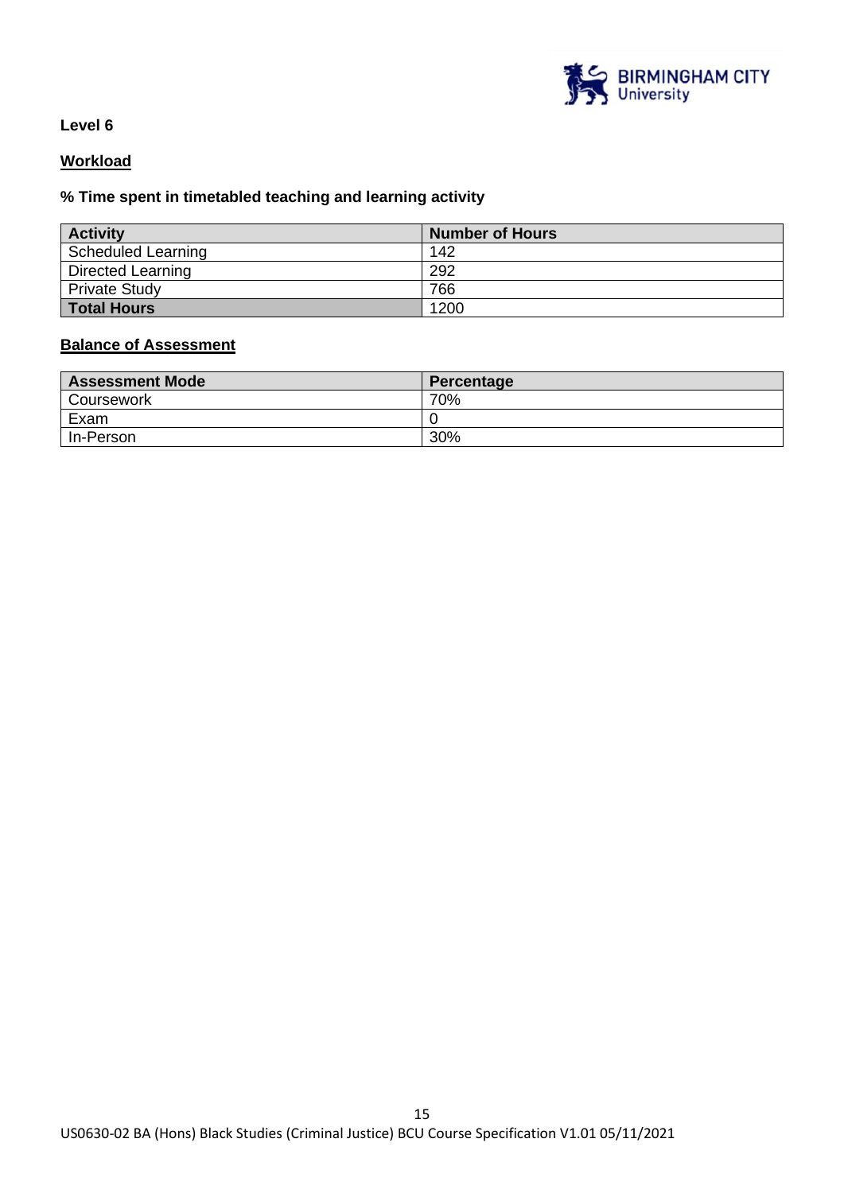**Level 6**

**Workload**

**% Time spent in timetabled teaching and learning activity**

| Activity | Number of Hours |
|---|---|
| Scheduled Learning | 142 |
| Directed Learning | 292 |
| Private Study | 766 |
| **Total Hours** | 1200 |

**Balance of Assessment**

| Assessment Mode | Percentage |
|---|---|
| Coursework | 70% |
| Exam | 0 |
| In-Person | 30% |